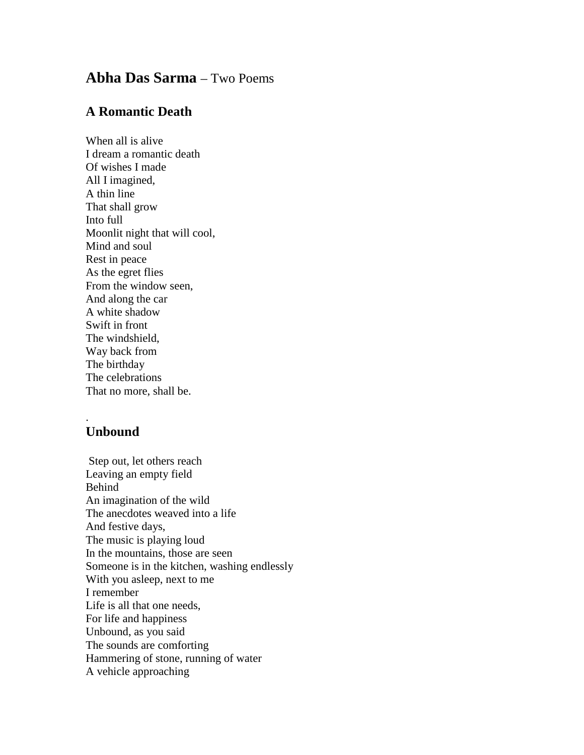# **Abha Das Sarma** – Two Poems

## A Romantic Death

When all is alive  
I dream a romantic death  
Of wishes I made  
All I imagined,  
A thin line  
That shall grow  
Into full  
Moonlit night that will cool,  
Mind and soul  
Rest in peace  
As the egret flies  
From the window seen,  
And along the car  
A white shadow  
Swift in front  
The windshield,  
Way back from  
The birthday  
The celebrations  
That no more, shall be.

.

## Unbound

Step out, let others reach  
Leaving an empty field  
Behind  
An imagination of the wild  
The anecdotes weaved into a life  
And festive days,  
The music is playing loud  
In the mountains, those are seen  
Someone is in the kitchen, washing endlessly  
With you asleep, next to me  
I remember  
Life is all that one needs,  
For life and happiness  
Unbound, as you said  
The sounds are comforting  
Hammering of stone, running of water  
A vehicle approaching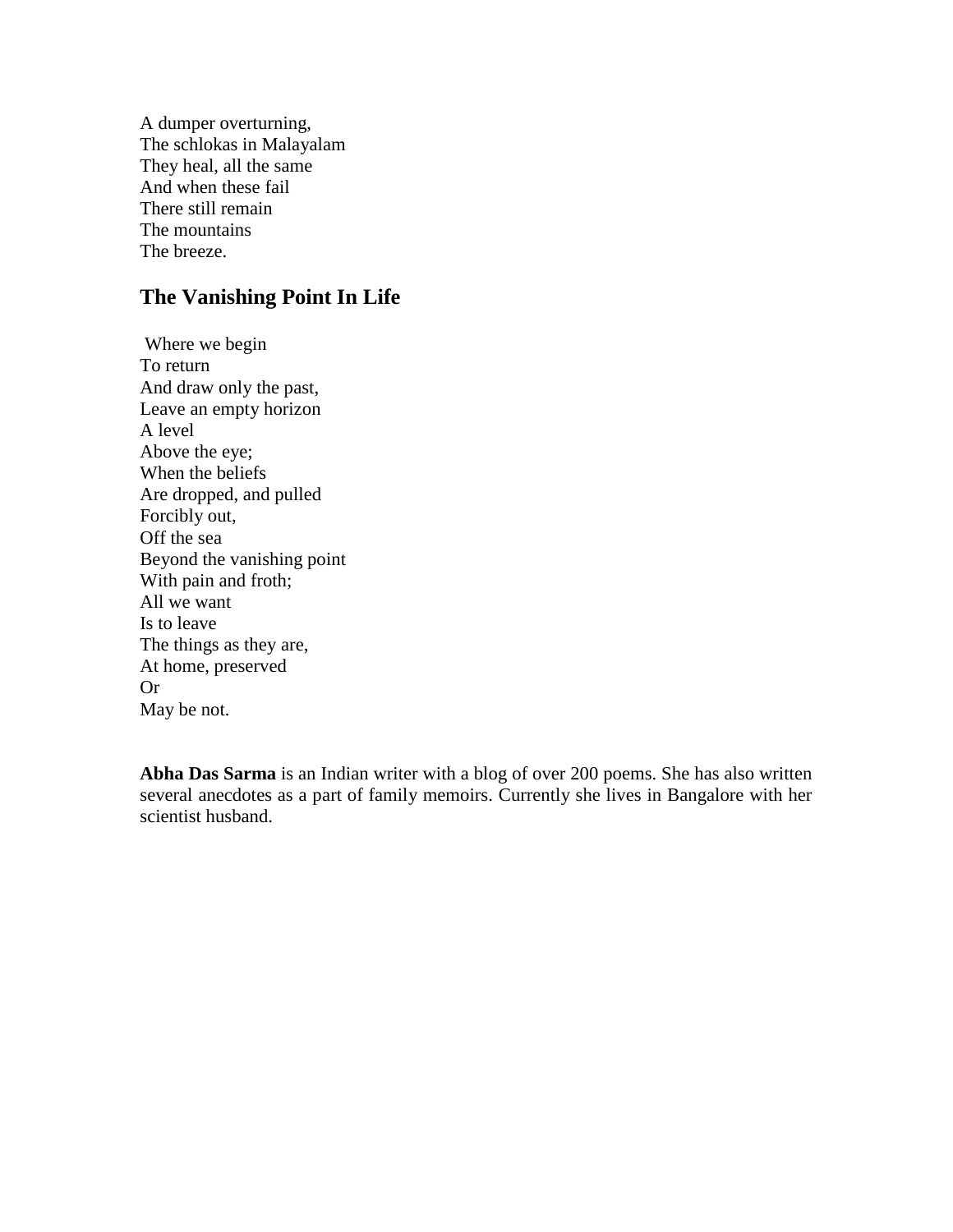A dumper overturning,
The schlokas in Malayalam
They heal, all the same
And when these fail
There still remain
The mountains
The breeze.

## The Vanishing Point In Life

Where we begin
To return
And draw only the past,
Leave an empty horizon
A level
Above the eye;
When the beliefs
Are dropped, and pulled
Forcibly out,
Off the sea
Beyond the vanishing point
With pain and froth;
All we want
Is to leave
The things as they are,
At home, preserved
Or
May be not.

**Abha Das Sarma** is an Indian writer with a blog of over 200 poems. She has also written several anecdotes as a part of family memoirs. Currently she lives in Bangalore with her scientist husband.